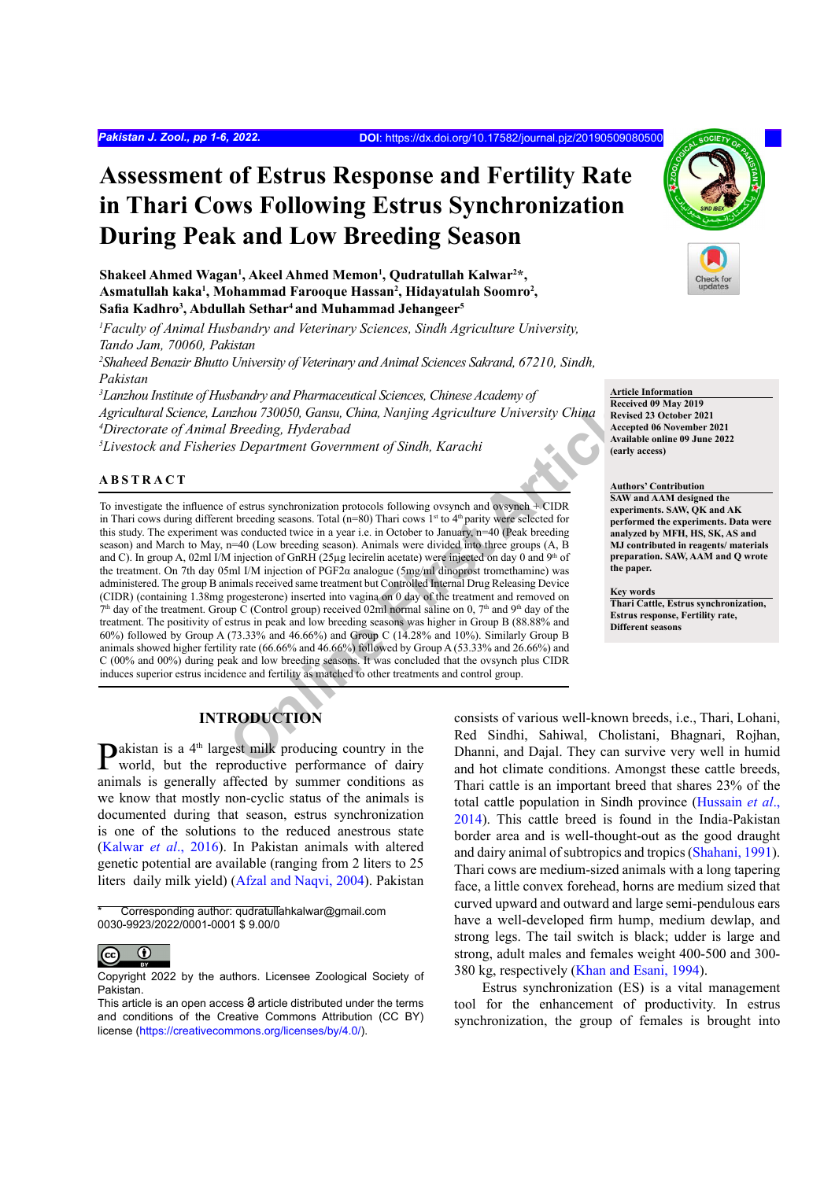# Assessment of Estrus Response and Fertility Rate in Thari Cows Following Estrus Synchronization During Peak and Low Breeding Season

**Shakeel Ahmed Wagan[1], Akeel Ahmed Memon[1], Qudratullah Kalwar[2]\*, Asmatullah kaka[1], Mohammad Farooque Hassan[2], Hidayatulah Soomro[2], Safia Kadhro[3], Abdullah Sethar[4] and Muhammad Jehangeer[5]**

[1]*Faculty of Animal Husbandry and Veterinary Sciences, Sindh Agriculture University, Tando Jam, 70060, Pakistan*
[2]*Shaheed Benazir Bhutto University of Veterinary and Animal Sciences Sakrand, 67210, Sindh, Pakistan*
[3]*Lanzhou Institute of Husbandry and Pharmaceutical Sciences, Chinese Academy of Agricultural Science, Lanzhou 730050, Gansu, China, Nanjing Agriculture University China*
[4]*Directorate of Animal Breeding, Hyderabad*
[5]*Livestock and Fisheries Department Government of Sindh, Karachi*

**Article Information**
Received 09 May 2019
Revised 23 October 2021
Accepted 06 November 2021
Available online 09 June 2022 (early access)

**Authors' Contribution**
SAW and AAM designed the experiments. SAW, QK and AK performed the experiments. Data were analyzed by MFH, HS, SK, AS and MJ contributed in reagents/ materials preparation. SAW, AAM and Q wrote the paper.

**Key words**
Thari Cattle, Estrus synchronization, Estrus response, Fertility rate, Different seasons

## ABSTRACT

To investigate the influence of estrus synchronization protocols following ovsynch and ovsynch + CIDR in Thari cows during different breeding seasons. Total (n=80) Thari cows 1st to 4th parity were selected for this study. The experiment was conducted twice in a year i.e. in October to January, n=40 (Peak breeding season) and March to May, n=40 (Low breeding season). Animals were divided into three groups (A, B and C). In group A, 02ml I/M injection of GnRH (25µg lecirelin acetate) were injected on day 0 and 9th of the treatment. On 7th day 05ml I/M injection of PGF2α analogue (5mg/ml dinoprost tromethamine) was administered. The group B animals received same treatment but Controlled Internal Drug Releasing Device (CIDR) (containing 1.38mg progesterone) inserted into vagina on 0 day of the treatment and removed on 7th day of the treatment. Group C (Control group) received 02ml normal saline on 0, 7th and 9th day of the treatment. The positivity of estrus in peak and low breeding seasons was higher in Group B (88.88% and 60%) followed by Group A (73.33% and 46.66%) and Group C (14.28% and 10%). Similarly Group B animals showed higher fertility rate (66.66% and 46.66%) followed by Group A (53.33% and 26.66%) and C (00% and 00%) during peak and low breeding seasons. It was concluded that the ovsynch plus CIDR induces superior estrus incidence and fertility as matched to other treatments and control group.

## INTRODUCTION

Pakistan is a 4th largest milk producing country in the world, but the reproductive performance of dairy animals is generally affected by summer conditions as we know that mostly non-cyclic status of the animals is documented during that season, estrus synchronization is one of the solutions to the reduced anestrous state (Kalwar *et al.*, 2016). In Pakistan animals with altered genetic potential are available (ranging from 2 liters to 25 liters daily milk yield) (Afzal and Naqvi, 2004). Pakistan consists of various well-known breeds, i.e., Thari, Lohani, Red Sindhi, Sahiwal, Cholistani, Bhagnari, Rojhan, Dhanni, and Dajal. They can survive very well in humid and hot climate conditions. Amongst these cattle breeds, Thari cattle is an important breed that shares 23% of the total cattle population in Sindh province (Hussain *et al.*, 2014). This cattle breed is found in the India-Pakistan border area and is well-thought-out as the good draught and dairy animal of subtropics and tropics (Shahani, 1991). Thari cows are medium-sized animals with a long tapering face, a little convex forehead, horns are medium sized that curved upward and outward and large semi-pendulous ears have a well-developed firm hump, medium dewlap, and strong legs. The tail switch is black; udder is large and strong, adult males and females weight 400-500 and 300-380 kg, respectively (Khan and Esani, 1994).

Estrus synchronization (ES) is a vital management tool for the enhancement of productivity. In estrus synchronization, the group of females is brought into

\* Corresponding author: qudratullahkalwar@gmail.com
0030-9923/2022/0001-0001 $ 9.00/0

Copyright 2022 by the authors. Licensee Zoological Society of Pakistan.
This article is an open access article distributed under the terms and conditions of the Creative Commons Attribution (CC BY) license (https://creativecommons.org/licenses/by/4.0/).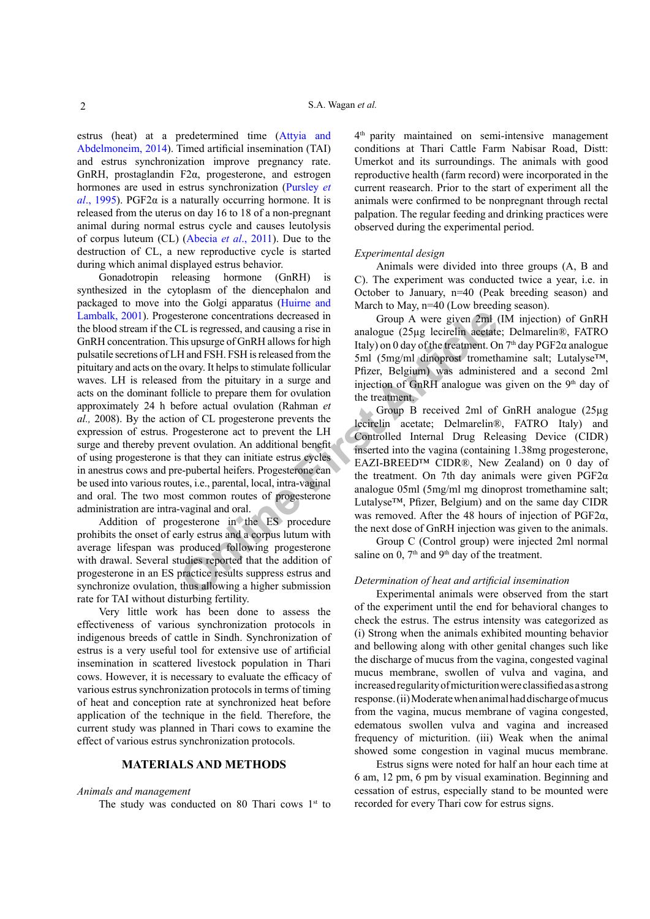estrus (heat) at a predetermined time (Attyia and Abdelmoneim, 2014). Timed artificial insemination (TAI) and estrus synchronization improve pregnancy rate. GnRH, prostaglandin F2α, progesterone, and estrogen hormones are used in estrus synchronization (Pursley *et al*., 1995). PGF2α is a naturally occurring hormone. It is released from the uterus on day 16 to 18 of a non-pregnant animal during normal estrus cycle and causes leutolysis of corpus luteum (CL) (Abecia *et al*., 2011). Due to the destruction of CL, a new reproductive cycle is started during which animal displayed estrus behavior.

Gonadotropin releasing hormone (GnRH) is synthesized in the cytoplasm of the diencephalon and packaged to move into the Golgi apparatus (Huirne and Lambalk, 2001). Progesterone concentrations decreased in the blood stream if the CL is regressed, and causing a rise in GnRH concentration. This upsurge of GnRH allows for high pulsatile secretions of LH and FSH. FSH is released from the pituitary and acts on the ovary. It helps to stimulate follicular waves. LH is released from the pituitary in a surge and acts on the dominant follicle to prepare them for ovulation approximately 24 h before actual ovulation (Rahman *et al.,* 2008). By the action of CL progesterone prevents the expression of estrus. Progesterone act to prevent the LH surge and thereby prevent ovulation. An additional benefit of using progesterone is that they can initiate estrus cycles in anestrus cows and pre-pubertal heifers. Progesterone can be used into various routes, i.e., parental, local, intra-vaginal and oral. The two most common routes of progesterone administration are intra-vaginal and oral.

Addition of progesterone in the ES procedure prohibits the onset of early estrus and a corpus lutum with average lifespan was produced following progesterone with drawal. Several studies reported that the addition of progesterone in an ES practice results suppress estrus and synchronize ovulation, thus allowing a higher submission rate for TAI without disturbing fertility.

Very little work has been done to assess the effectiveness of various synchronization protocols in indigenous breeds of cattle in Sindh. Synchronization of estrus is a very useful tool for extensive use of artificial insemination in scattered livestock population in Thari cows. However, it is necessary to evaluate the efficacy of various estrus synchronization protocols in terms of timing of heat and conception rate at synchronized heat before application of the technique in the field. Therefore, the current study was planned in Thari cows to examine the effect of various estrus synchronization protocols.

## MATERIALS AND METHODS

### *Animals and management*

The study was conducted on 80 Thari cows 1st to 4th parity maintained on semi-intensive management conditions at Thari Cattle Farm Nabisar Road, Distt: Umerkot and its surroundings. The animals with good reproductive health (farm record) were incorporated in the current reasearch. Prior to the start of experiment all the animals were confirmed to be nonpregnant through rectal palpation. The regular feeding and drinking practices were observed during the experimental period.

### *Experimental design*

Animals were divided into three groups (A, B and C). The experiment was conducted twice a year, i.e. in October to January, n=40 (Peak breeding season) and March to May, n=40 (Low breeding season).

Group A were given 2ml (IM injection) of GnRH analogue (25µg lecirelin acetate; Delmarelin®, FATRO Italy) on 0 day of the treatment. On 7th day PGF2α analogue 5ml (5mg/ml dinoprost tromethamine salt; Lutalyse™, Pfizer, Belgium) was administered and a second 2ml injection of GnRH analogue was given on the 9th day of the treatment.

Group B received 2ml of GnRH analogue (25µg lecirelin acetate; Delmarelin®, FATRO Italy) and Controlled Internal Drug Releasing Device (CIDR) inserted into the vagina (containing 1.38mg progesterone, EAZI-BREED™ CIDR®, New Zealand) on 0 day of the treatment. On 7th day animals were given PGF2α analogue 05ml (5mg/ml mg dinoprost tromethamine salt; Lutalyse™, Pfizer, Belgium) and on the same day CIDR was removed. After the 48 hours of injection of PGF2α, the next dose of GnRH injection was given to the animals.

Group C (Control group) were injected 2ml normal saline on 0, 7th and 9th day of the treatment.

### *Determination of heat and artificial insemination*

Experimental animals were observed from the start of the experiment until the end for behavioral changes to check the estrus. The estrus intensity was categorized as (i) Strong when the animals exhibited mounting behavior and bellowing along with other genital changes such like the discharge of mucus from the vagina, congested vaginal mucus membrane, swollen of vulva and vagina, and increased regularity of micturition were classified as a strong response. (ii) Moderate when animal had discharge of mucus from the vagina, mucus membrane of vagina congested, edematous swollen vulva and vagina and increased frequency of micturition. (iii) Weak when the animal showed some congestion in vaginal mucus membrane.

Estrus signs were noted for half an hour each time at 6 am, 12 pm, 6 pm by visual examination. Beginning and cessation of estrus, especially stand to be mounted were recorded for every Thari cow for estrus signs.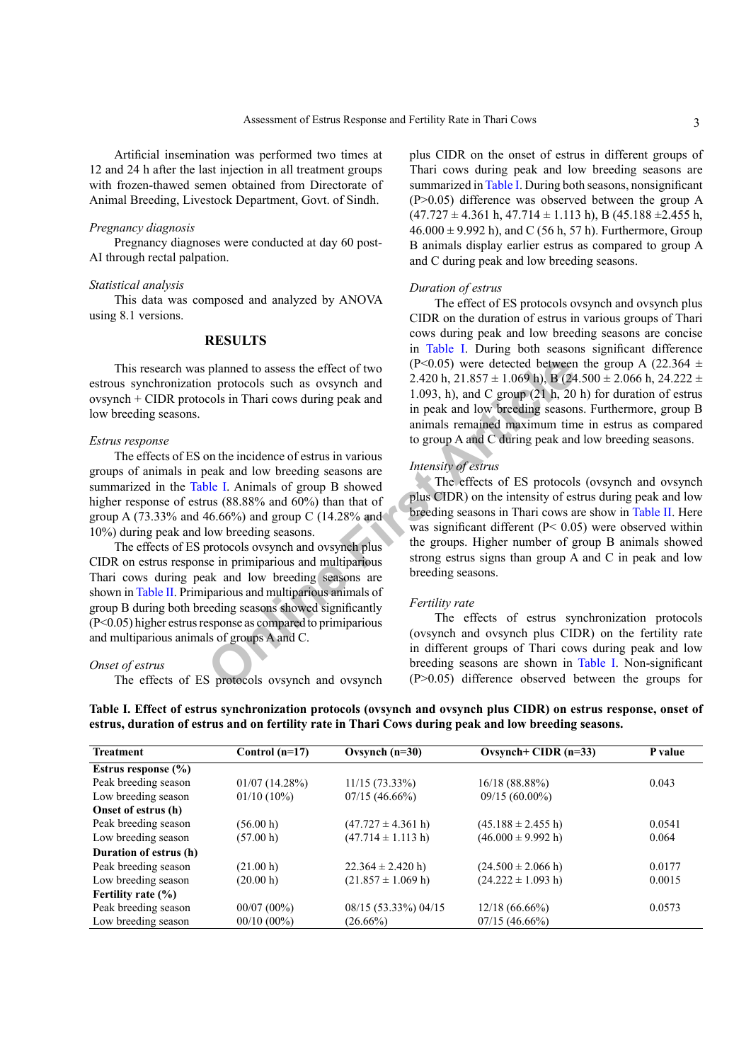Artificial insemination was performed two times at 12 and 24 h after the last injection in all treatment groups with frozen-thawed semen obtained from Directorate of Animal Breeding, Livestock Department, Govt. of Sindh.

*Pregnancy diagnosis*

Pregnancy diagnoses were conducted at day 60 post-AI through rectal palpation.

*Statistical analysis*

This data was composed and analyzed by ANOVA using 8.1 versions.

## RESULTS

This research was planned to assess the effect of two estrous synchronization protocols such as ovsynch and ovsynch + CIDR protocols in Thari cows during peak and low breeding seasons.

*Estrus response*

The effects of ES on the incidence of estrus in various groups of animals in peak and low breeding seasons are summarized in the Table I. Animals of group B showed higher response of estrus (88.88% and 60%) than that of group A (73.33% and 46.66%) and group C (14.28% and 10%) during peak and low breeding seasons.

The effects of ES protocols ovsynch and ovsynch plus CIDR on estrus response in primiparious and multiparious Thari cows during peak and low breeding seasons are shown in Table II. Primiparious and multiparious animals of group B during both breeding seasons showed significantly ($P<0.05$) higher estrus response as compared to primiparious and multiparious animals of groups A and C.

*Onset of estrus*

The effects of ES protocols ovsynch and ovsynch plus CIDR on the onset of estrus in different groups of Thari cows during peak and low breeding seasons are summarized in Table I. During both seasons, nonsignificant ($P>0.05$) difference was observed between the group A (47.727 ± 4.361 h, 47.714 ± 1.113 h), B (45.188 ±2.455 h, 46.000 ± 9.992 h), and C (56 h, 57 h). Furthermore, Group B animals display earlier estrus as compared to group A and C during peak and low breeding seasons.

*Duration of estrus*

The effect of ES protocols ovsynch and ovsynch plus CIDR on the duration of estrus in various groups of Thari cows during peak and low breeding seasons are concise in Table I. During both seasons significant difference ($P<0.05$) were detected between the group A (22.364 ± 2.420 h, 21.857 ± 1.069 h), B (24.500 ± 2.066 h, 24.222 ± 1.093, h), and C group (21 h, 20 h) for duration of estrus in peak and low breeding seasons. Furthermore, group B animals remained maximum time in estrus as compared to group A and C during peak and low breeding seasons.

*Intensity of estrus*

The effects of ES protocols (ovsynch and ovsynch plus CIDR) on the intensity of estrus during peak and low breeding seasons in Thari cows are show in Table II. Here was significant different ($P< 0.05$) were observed within the groups. Higher number of group B animals showed strong estrus signs than group A and C in peak and low breeding seasons.

*Fertility rate*

The effects of estrus synchronization protocols (ovsynch and ovsynch plus CIDR) on the fertility rate in different groups of Thari cows during peak and low breeding seasons are shown in Table I. Non-significant ($P>0.05$) difference observed between the groups for

**Table I. Effect of estrus synchronization protocols (ovsynch and ovsynch plus CIDR) on estrus response, onset of estrus, duration of estrus and on fertility rate in Thari Cows during peak and low breeding seasons.**

| Treatment | Control (n=17) | Ovsynch (n=30) | Ovsynch+ CIDR (n=33) | P value |
|---|---|---|---|---|
| **Estrus response (%)** | | | | |
| Peak breeding season | 01/07 (14.28%) | 11/15 (73.33%) | 16/18 (88.88%) | 0.043 |
| Low breeding season | 01/10 (10%) | 07/15 (46.66%) | 09/15 (60.00%) | |
| **Onset of estrus (h)** | | | | |
| Peak breeding season | (56.00 h) | (47.727 ± 4.361 h) | (45.188 ± 2.455 h) | 0.0541 |
| Low breeding season | (57.00 h) | (47.714 ± 1.113 h) | (46.000 ± 9.992 h) | 0.064 |
| **Duration of estrus (h)** | | | | |
| Peak breeding season | (21.00 h) | 22.364 ± 2.420 h) | (24.500 ± 2.066 h) | 0.0177 |
| Low breeding season | (20.00 h) | (21.857 ± 1.069 h) | (24.222 ± 1.093 h) | 0.0015 |
| **Fertility rate (%)** | | | | |
| Peak breeding season | 00/07 (00%) | 08/15 (53.33%) 04/15 | 12/18 (66.66%) | 0.0573 |
| Low breeding season | 00/10 (00%) | (26.66%) | 07/15 (46.66%) | |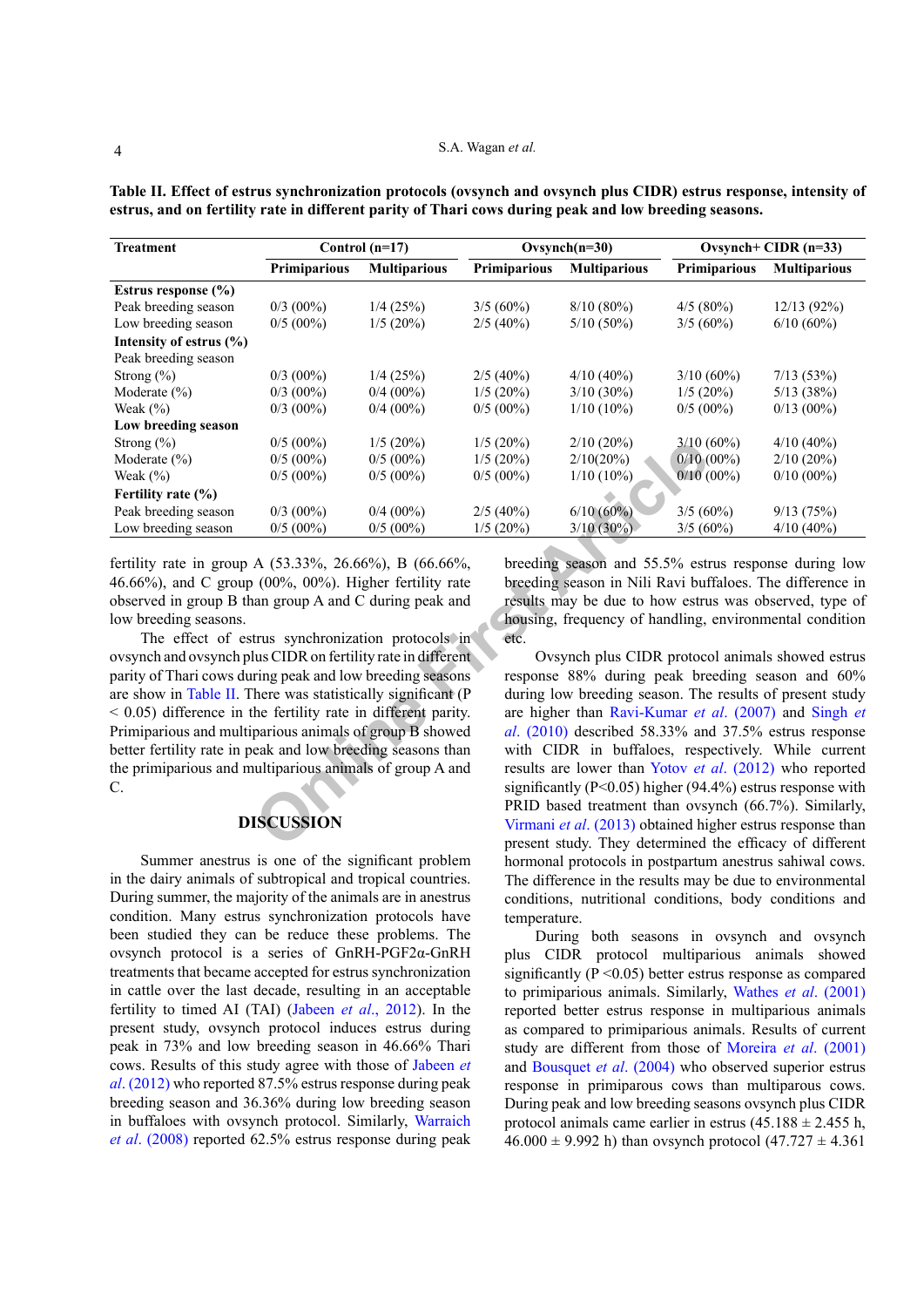**Table II. Effect of estrus synchronization protocols (ovsynch and ovsynch plus CIDR) estrus response, intensity of estrus, and on fertility rate in different parity of Thari cows during peak and low breeding seasons.**

| Treatment | Control (n=17) | | Ovsynch(n=30) | | Ovsynch+ CIDR (n=33) | |
|---|---|---|---|---|---|---|
| | Primiparious | Multiparious | Primiparious | Multiparious | Primiparious | Multiparious |
| **Estrus response (%)** | | | | | | |
| Peak breeding season | 0/3 (00%) | 1/4 (25%) | 3/5 (60%) | 8/10 (80%) | 4/5 (80%) | 12/13 (92%) |
| Low breeding season | 0/5 (00%) | 1/5 (20%) | 2/5 (40%) | 5/10 (50%) | 3/5 (60%) | 6/10 (60%) |
| **Intensity of estrus (%)** | | | | | | |
| Peak breeding season | | | | | | |
| Strong (%) | 0/3 (00%) | 1/4 (25%) | 2/5 (40%) | 4/10 (40%) | 3/10 (60%) | 7/13 (53%) |
| Moderate (%) | 0/3 (00%) | 0/4 (00%) | 1/5 (20%) | 3/10 (30%) | 1/5 (20%) | 5/13 (38%) |
| Weak (%) | 0/3 (00%) | 0/4 (00%) | 0/5 (00%) | 1/10 (10%) | 0/5 (00%) | 0/13 (00%) |
| **Low breeding season** | | | | | | |
| Strong (%) | 0/5 (00%) | 1/5 (20%) | 1/5 (20%) | 2/10 (20%) | 3/10 (60%) | 4/10 (40%) |
| Moderate (%) | 0/5 (00%) | 0/5 (00%) | 1/5 (20%) | 2/10(20%) | 0/10 (00%) | 2/10 (20%) |
| Weak (%) | 0/5 (00%) | 0/5 (00%) | 0/5 (00%) | 1/10 (10%) | 0/10 (00%) | 0/10 (00%) |
| **Fertility rate (%)** | | | | | | |
| Peak breeding season | 0/3 (00%) | 0/4 (00%) | 2/5 (40%) | 6/10 (60%) | 3/5 (60%) | 9/13 (75%) |
| Low breeding season | 0/5 (00%) | 0/5 (00%) | 1/5 (20%) | 3/10 (30%) | 3/5 (60%) | 4/10 (40%) |

fertility rate in group A (53.33%, 26.66%), B (66.66%, 46.66%), and C group (00%, 00%). Higher fertility rate observed in group B than group A and C during peak and low breeding seasons.

The effect of estrus synchronization protocols in ovsynch and ovsynch plus CIDR on fertility rate in different parity of Thari cows during peak and low breeding seasons are show in Table II. There was statistically significant ($P < 0.05$) difference in the fertility rate in different parity. Primiparious and multiparious animals of group B showed better fertility rate in peak and low breeding seasons than the primiparious and multiparious animals of group A and C.

## DISCUSSION

Summer anestrus is one of the significant problem in the dairy animals of subtropical and tropical countries. During summer, the majority of the animals are in anestrus condition. Many estrus synchronization protocols have been studied they can be reduce these problems. The ovsynch protocol is a series of GnRH-PGF2α-GnRH treatments that became accepted for estrus synchronization in cattle over the last decade, resulting in an acceptable fertility to timed AI (TAI) (Jabeen *et al.*, 2012). In the present study, ovsynch protocol induces estrus during peak in 73% and low breeding season in 46.66% Thari cows. Results of this study agree with those of Jabeen *et al*. (2012) who reported 87.5% estrus response during peak breeding season and 36.36% during low breeding season in buffaloes with ovsynch protocol. Similarly, Warraich *et al*. (2008) reported 62.5% estrus response during peak breeding season and 55.5% estrus response during low breeding season in Nili Ravi buffaloes. The difference in results may be due to how estrus was observed, type of housing, frequency of handling, environmental condition etc.

Ovsynch plus CIDR protocol animals showed estrus response 88% during peak breeding season and 60% during low breeding season. The results of present study are higher than Ravi-Kumar *et al*. (2007) and Singh *et al*. (2010) described 58.33% and 37.5% estrus response with CIDR in buffaloes, respectively. While current results are lower than Yotov *et al*. (2012) who reported significantly ($P<0.05$) higher (94.4%) estrus response with PRID based treatment than ovsynch (66.7%). Similarly, Virmani *et al*. (2013) obtained higher estrus response than present study. They determined the efficacy of different hormonal protocols in postpartum anestrus sahiwal cows. The difference in the results may be due to environmental conditions, nutritional conditions, body conditions and temperature.

During both seasons in ovsynch and ovsynch plus CIDR protocol multiparious animals showed significantly ($P <0.05$) better estrus response as compared to primiparious animals. Similarly, Wathes *et al*. (2001) reported better estrus response in multiparious animals as compared to primiparious animals. Results of current study are different from those of Moreira *et al*. (2001) and Bousquet *et al*. (2004) who observed superior estrus response in primiparous cows than multiparous cows. During peak and low breeding seasons ovsynch plus CIDR protocol animals came earlier in estrus (45.188 ± 2.455 h, 46.000 ± 9.992 h) than ovsynch protocol (47.727 ± 4.361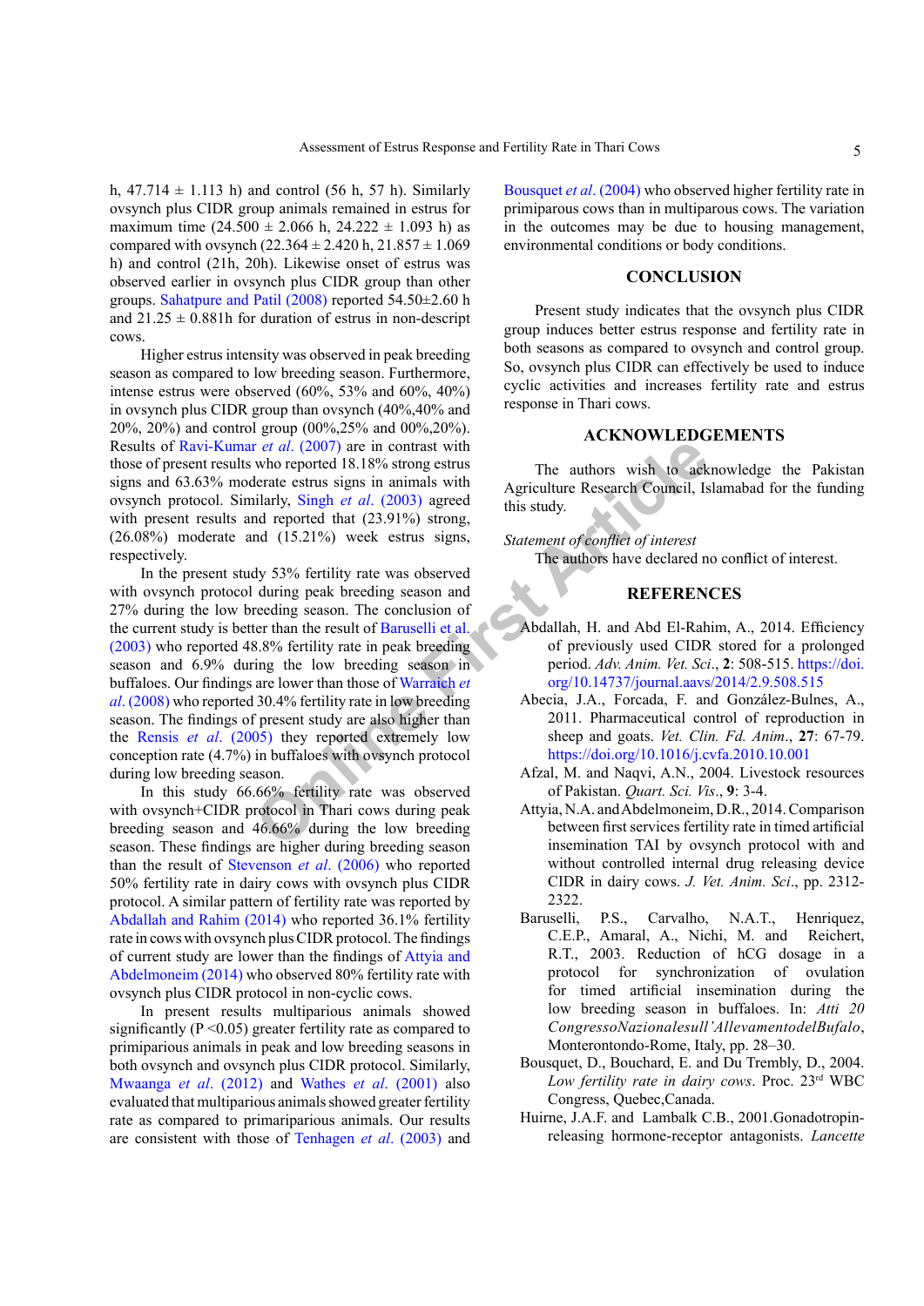h, 47.714 ± 1.113 h) and control (56 h, 57 h). Similarly ovsynch plus CIDR group animals remained in estrus for maximum time (24.500 ± 2.066 h, 24.222 ± 1.093 h) as compared with ovsynch (22.364 ± 2.420 h, 21.857 ± 1.069 h) and control (21h, 20h). Likewise onset of estrus was observed earlier in ovsynch plus CIDR group than other groups. Sahatpure and Patil (2008) reported 54.50±2.60 h and 21.25 ± 0.881h for duration of estrus in non-descript cows.

Higher estrus intensity was observed in peak breeding season as compared to low breeding season. Furthermore, intense estrus were observed (60%, 53% and 60%, 40%) in ovsynch plus CIDR group than ovsynch (40%,40% and 20%, 20%) and control group (00%,25% and 00%,20%). Results of Ravi-Kumar *et al*. (2007) are in contrast with those of present results who reported 18.18% strong estrus signs and 63.63% moderate estrus signs in animals with ovsynch protocol. Similarly, Singh *et al*. (2003) agreed with present results and reported that (23.91%) strong, (26.08%) moderate and (15.21%) week estrus signs, respectively.

In the present study 53% fertility rate was observed with ovsynch protocol during peak breeding season and 27% during the low breeding season. The conclusion of the current study is better than the result of Baruselli et al. (2003) who reported 48.8% fertility rate in peak breeding season and 6.9% during the low breeding season in buffaloes. Our findings are lower than those of Warraich *et al*. (2008) who reported 30.4% fertility rate in low breeding season. The findings of present study are also higher than the Rensis *et al*. (2005) they reported extremely low conception rate (4.7%) in buffaloes with ovsynch protocol during low breeding season.

In this study 66.66% fertility rate was observed with ovsynch+CIDR protocol in Thari cows during peak breeding season and 46.66% during the low breeding season. These findings are higher during breeding season than the result of Stevenson *et al*. (2006) who reported 50% fertility rate in dairy cows with ovsynch plus CIDR protocol. A similar pattern of fertility rate was reported by Abdallah and Rahim (2014) who reported 36.1% fertility rate in cows with ovsynch plus CIDR protocol. The findings of current study are lower than the findings of Attyia and Abdelmoneim (2014) who observed 80% fertility rate with ovsynch plus CIDR protocol in non-cyclic cows.

In present results multiparious animals showed significantly ($P < 0.05$) greater fertility rate as compared to primiparious animals in peak and low breeding seasons in both ovsynch and ovsynch plus CIDR protocol. Similarly, Mwaanga *et al*. (2012) and Wathes *et al*. (2001) also evaluated that multiparious animals showed greater fertility rate as compared to primariparious animals. Our results are consistent with those of Tenhagen *et al*. (2003) and Bousquet *et al*. (2004) who observed higher fertility rate in primiparous cows than in multiparous cows. The variation in the outcomes may be due to housing management, environmental conditions or body conditions.

## CONCLUSION

Present study indicates that the ovsynch plus CIDR group induces better estrus response and fertility rate in both seasons as compared to ovsynch and control group. So, ovsynch plus CIDR can effectively be used to induce cyclic activities and increases fertility rate and estrus response in Thari cows.

## ACKNOWLEDGEMENTS

The authors wish to acknowledge the Pakistan Agriculture Research Council, Islamabad for the funding this study.

*Statement of conflict of interest*

The authors have declared no conflict of interest.

## REFERENCES

Abdallah, H. and Abd El-Rahim, A., 2014. Efficiency of previously used CIDR stored for a prolonged period. *Adv. Anim. Vet. Sci*., **2**: 508-515. https://doi.org/10.14737/journal.aavs/2014/2.9.508.515

Abecia, J.A., Forcada, F. and González-Bulnes, A., 2011. Pharmaceutical control of reproduction in sheep and goats. *Vet. Clin. Fd. Anim*., **27**: 67-79. https://doi.org/10.1016/j.cvfa.2010.10.001

Afzal, M. and Naqvi, A.N., 2004. Livestock resources of Pakistan. *Quart. Sci. Vis*., **9**: 3-4.

Attyia, N.A. and Abdelmoneim, D.R., 2014. Comparison between first services fertility rate in timed artificial insemination TAI by ovsynch protocol with and without controlled internal drug releasing device CIDR in dairy cows. *J. Vet. Anim. Sci*., pp. 2312-2322.

Baruselli, P.S., Carvalho, N.A.T., Henriquez, C.E.P., Amaral, A., Nichi, M. and Reichert, R.T., 2003. Reduction of hCG dosage in a protocol for synchronization of ovulation for timed artificial insemination during the low breeding season in buffaloes. In: *Atti 20 CongressoNazionalesull'AllevamentodelBufalo*, Monterontondo-Rome, Italy, pp. 28–30.

Bousquet, D., Bouchard, E. and Du Trembly, D., 2004. *Low fertility rate in dairy cows*. Proc. 23rd WBC Congress, Quebec,Canada.

Huirne, J.A.F. and Lambalk C.B., 2001.Gonadotropin-releasing hormone-receptor antagonists. *Lancette*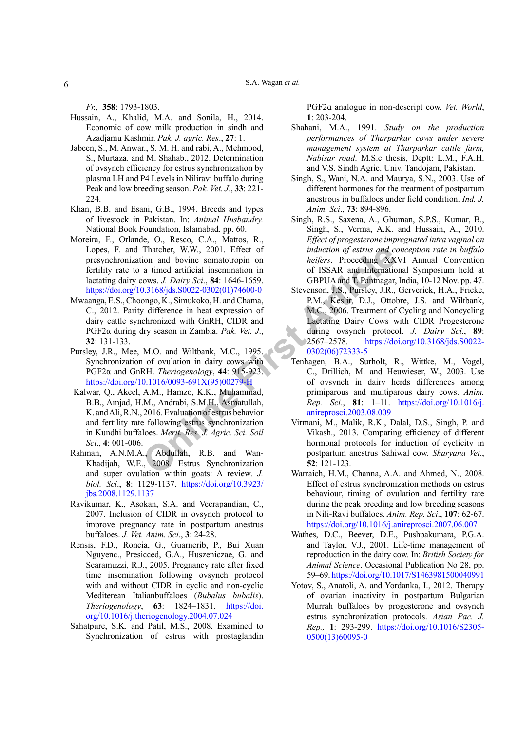*Fr.,* **358**: 1793-1803.

Hussain, A., Khalid, M.A. and Sonila, H., 2014. Economic of cow milk production in sindh and Azadjamu Kashmir. *Pak. J. agric. Res*., **27**: 1.

Jabeen, S., M. Anwar., S. M. H. and rabi, A., Mehmood, S., Murtaza. and M. Shahab., 2012. Determination of ovsynch efficiency for estrus synchronization by plasma LH and P4 Levels in Nilirávi buffalo during Peak and low breeding season. *Pak. Vet. J*., **33**: 221-224.

Khan, B.B. and Esani, G.B., 1994. Breeds and types of livestock in Pakistan. In: *Animal Husbandry.* National Book Foundation, Islamabad. pp. 60.

Moreira, F., Orlande, O., Resco, C.A., Mattos, R., Lopes, F. and Thatcher, W.W., 2001. Effect of presynchronization and bovine somatotropin on fertility rate to a timed artificial insemination in lactating dairy cows. *J. Dairy Sci*., **84**: 1646-1659. https://doi.org/10.3168/jds.S0022-0302(01)74600-0

Mwaanga, E.S., Choongo, K., Simukoko, H. and Chama, C., 2012. Parity difference in heat expression of dairy cattle synchronized with GnRH, CIDR and PGF2α during dry season in Zambia. *Pak. Vet. J*., **32**: 131-133.

Pursley, J.R., Mee, M.O. and Wiltbank, M.C., 1995. Synchronization of ovulation in dairy cows with PGF2α and GnRH. *Theriogenology*, **44**: 915-923. https://doi.org/10.1016/0093-691X(95)00279-H

Kalwar, Q., Akeel, A.M., Hamzo, K.K., Muhammad, B.B., Amjad, H.M., Andrabi, S.M.H., Asmatullah, K. and Ali, R.N., 2016. Evaluation of estrus behavior and fertility rate following estrus synchronization in Kundhi buffaloes. *Merit. Res. J. Agric. Sci. Soil Sci*., **4**: 001-006.

Rahman, A.N.M.A., Abdullah, R.B. and Wan-Khadijah, W.E., 2008. Estrus Synchronization and super ovulation within goats: A review. *J. biol. Sci*., **8**: 1129-1137. https://doi.org/10.3923/jbs.2008.1129.1137

Ravikumar, K., Asokan, S.A. and Veerapandian, C., 2007. Inclusion of CIDR in ovsynch protocol to improve pregnancy rate in postpartum anestrus buffaloes. *J. Vet. Anim. Sci*., **3**: 24-28.

Rensis, F.D., Ronica, G., Guarnerib, P., Bui Xuan Nguyenc., Presicced, G.A., Huszeniczae, G. and Scaramuzzi, R.J., 2005. Pregnancy rate after fixed time insemination following ovsynch protocol with and without CIDR in cyclic and non-cyclic Mediterean Italianbuffaloes (*Bubalus bubalis*). *Theriogenology*, **63**: 1824–1831. https://doi.org/10.1016/j.theriogenology.2004.07.024

Sahatpure, S.K. and Patil, M.S., 2008. Examined to Synchronization of estrus with prostaglandin PGF2α analogue in non-descript cow. *Vet. World*, **1**: 203-204.

Shahani, M.A., 1991. *Study on the production performances of Tharparkar cows under severe management system at Tharparkar cattle farm, Nabisar road*. M.S.c thesis, Deptt: L.M., F.A.H. and V.S. Sindh Agric. Univ. Tandojam, Pakistan.

Singh, S., Wani, N.A. and Maurya, S.N., 2003. Use of different hormones for the treatment of postpartum anestrous in buffaloes under field condition. *Ind. J. Anim. Sci*., **73**: 894-896.

Singh, R.S., Saxena, A., Ghuman, S.P.S., Kumar, B., Singh, S., Verma, A.K. and Hussain, A., 2010. *Effect of progesterone impregnated intra vaginal on induction of estrus and conception rate in buffalo heifers*. Proceeding XXVI Annual Convention of ISSAR and International Symposium held at GBPUA and T, Pantnagar, India, 10-12 Nov. pp. 47.

Stevenson, J.S., Pursley, J.R., Gerverick, H.A., Fricke, P.M., Keslir, D.J., Ottobre, J.S. and Wiltbank, M.C., 2006. Treatment of Cycling and Noncycling Lactating Dairy Cows with CIDR Progesterone during ovsynch protocol. *J. Dairy Sci*., **89**: 2567–2578. https://doi.org/10.3168/jds.S0022-0302(06)72333-5

Tenhagen, B.A., Surholt, R., Wittke, M., Vogel, C., Drillich, M. and Heuwieser, W., 2003. Use of ovsynch in dairy herds differences among primiparous and multiparous dairy cows. *Anim. Rep. Sci*., **81**: 1–11. https://doi.org/10.1016/j.anireprosci.2003.08.009

Virmani, M., Malik, R.K., Dalal, D.S., Singh, P. and Vikash., 2013. Comparing efficiency of different hormonal protocols for induction of cyclicity in postpartum anestrus Sahiwal cow. *Sharyana Vet*., **52**: 121-123.

Warraich, H.M., Channa, A.A. and Ahmed, N., 2008. Effect of estrus synchronization methods on estrus behaviour, timing of ovulation and fertility rate during the peak breeding and low breeding seasons in Nili-Ravi buffaloes. *Anim. Rep. Sci*., **107**: 62-67. https://doi.org/10.1016/j.anireprosci.2007.06.007

Wathes, D.C., Beever, D.E., Pushpakumara, P.G.A. and Taylor, V.J., 2001. Life-time management of reproduction in the dairy cow. In: *British Society for Animal Science*. Occasional Publication No 28, pp. 59–69. https://doi.org/10.1017/S1463981500040991

Yotov, S., Anatoli, A. and Yordanka, I., 2012. Therapy of ovarian inactivity in postpartum Bulgarian Murrah buffaloes by progesterone and ovsynch estrus synchronization protocols. *Asian Pac. J. Rep.,* **1**: 293-299. https://doi.org/10.1016/S2305-0500(13)60095-0